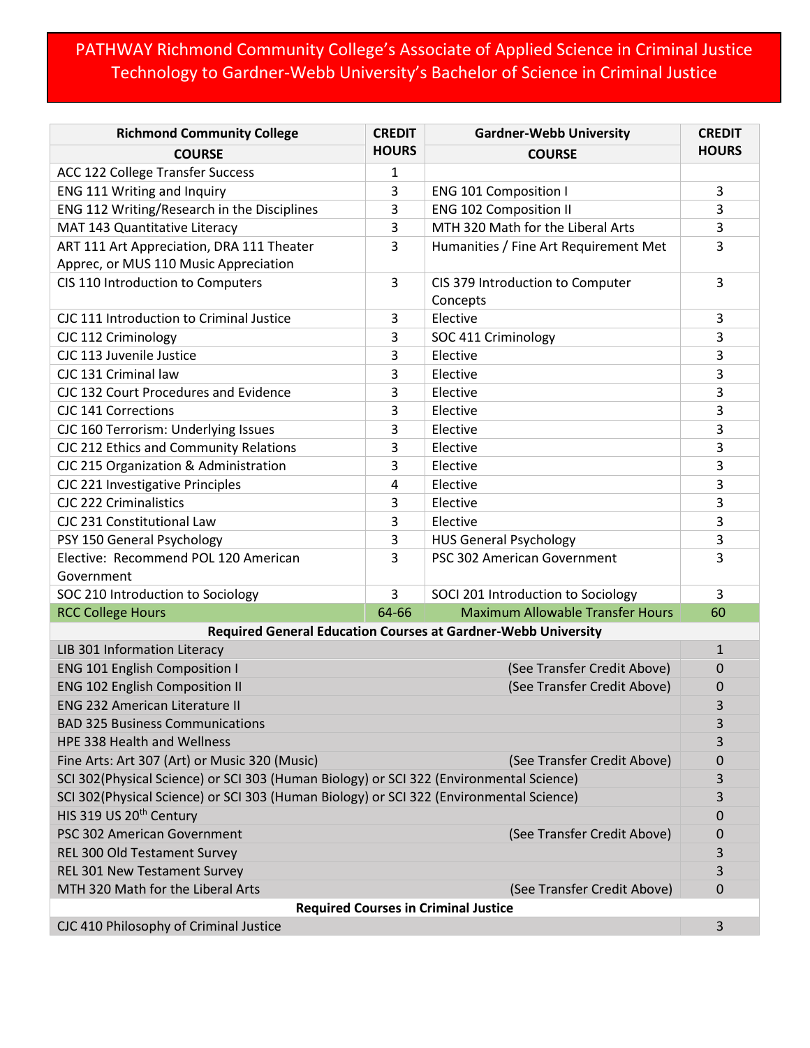# PATHWAY Richmond Community College's Associate of Applied Science in Criminal Justice Technology to Gardner-Webb University's Bachelor of Science in Criminal Justice

| Richmond Community College COURSE | CREDIT HOURS | Gardner-Webb University COURSE | CREDIT HOURS |
|---|---|---|---|
| ACC 122 College Transfer Success | 1 | | |
| ENG 111 Writing and Inquiry | 3 | ENG 101 Composition I | 3 |
| ENG 112 Writing/Research in the Disciplines | 3 | ENG 102 Composition II | 3 |
| MAT 143 Quantitative Literacy | 3 | MTH 320 Math for the Liberal Arts | 3 |
| ART 111 Art Appreciation, DRA 111 Theater Apprec, or MUS 110 Music Appreciation | 3 | Humanities / Fine Art Requirement Met | 3 |
| CIS 110 Introduction to Computers | 3 | CIS 379 Introduction to Computer Concepts | 3 |
| CJC 111 Introduction to Criminal Justice | 3 | Elective | 3 |
| CJC 112 Criminology | 3 | SOC 411 Criminology | 3 |
| CJC 113 Juvenile Justice | 3 | Elective | 3 |
| CJC 131 Criminal law | 3 | Elective | 3 |
| CJC 132 Court Procedures and Evidence | 3 | Elective | 3 |
| CJC 141 Corrections | 3 | Elective | 3 |
| CJC 160 Terrorism: Underlying Issues | 3 | Elective | 3 |
| CJC 212 Ethics and Community Relations | 3 | Elective | 3 |
| CJC 215 Organization & Administration | 3 | Elective | 3 |
| CJC 221 Investigative Principles | 4 | Elective | 3 |
| CJC 222 Criminalistics | 3 | Elective | 3 |
| CJC 231 Constitutional Law | 3 | Elective | 3 |
| PSY 150 General Psychology | 3 | HUS General Psychology | 3 |
| Elective: Recommend POL 120 American Government | 3 | PSC 302 American Government | 3 |
| SOC 210 Introduction to Sociology | 3 | SOCI 201 Introduction to Sociology | 3 |
| RCC College Hours | 64-66 | Maximum Allowable Transfer Hours | 60 |
| **Required General Education Courses at Gardner-Webb University** | | | |
| LIB 301 Information Literacy | | | 1 |
| ENG 101 English Composition I | | (See Transfer Credit Above) | 0 |
| ENG 102 English Composition II | | (See Transfer Credit Above) | 0 |
| ENG 232 American Literature II | | | 3 |
| BAD 325 Business Communications | | | 3 |
| HPE 338 Health and Wellness | | | 3 |
| Fine Arts: Art 307 (Art) or Music 320 (Music) | | (See Transfer Credit Above) | 0 |
| SCI 302(Physical Science) or SCI 303 (Human Biology) or SCI 322 (Environmental Science) | | | 3 |
| SCI 302(Physical Science) or SCI 303 (Human Biology) or SCI 322 (Environmental Science) | | | 3 |
| HIS 319 US 20th Century | | | 0 |
| PSC 302 American Government | | (See Transfer Credit Above) | 0 |
| REL 300 Old Testament Survey | | | 3 |
| REL 301 New Testament Survey | | | 3 |
| MTH 320 Math for the Liberal Arts | | (See Transfer Credit Above) | 0 |
| **Required Courses in Criminal Justice** | | | |
| CJC 410 Philosophy of Criminal Justice | | | 3 |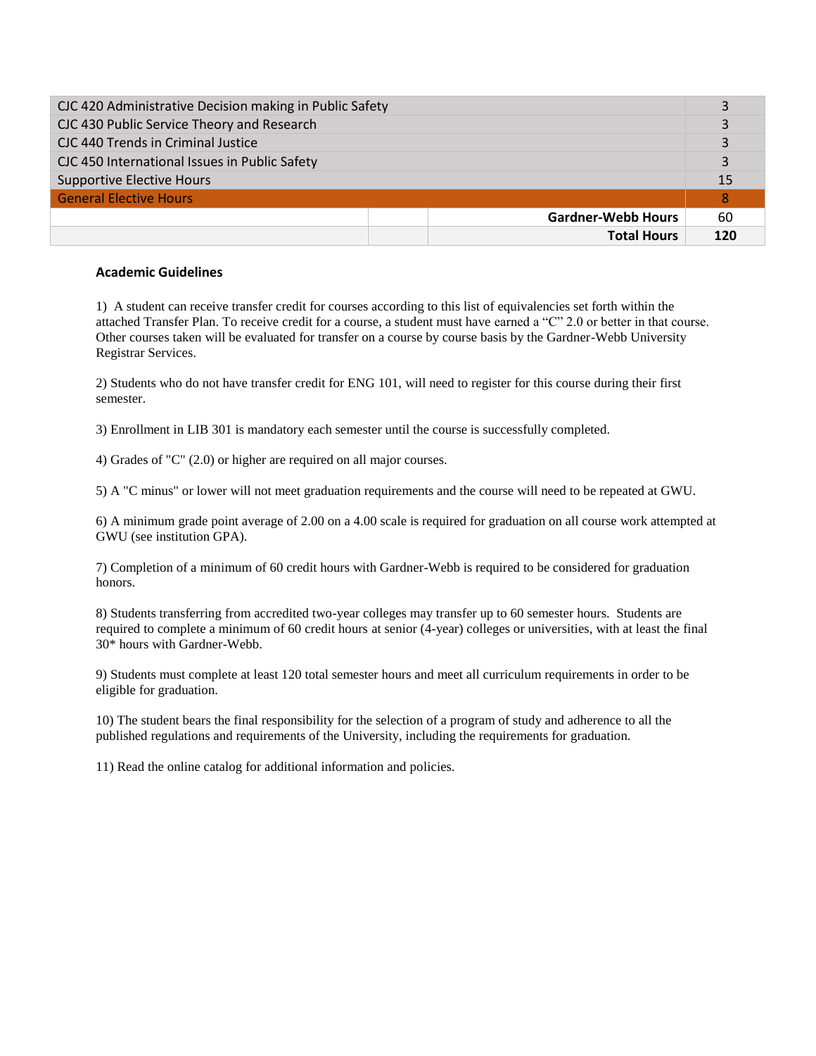| | | | |
|---|---|---|---|
| CJC 420 Administrative Decision making in Public Safety | | | 3 |
| CJC 430 Public Service Theory and Research | | | 3 |
| CJC 440 Trends in Criminal Justice | | | 3 |
| CJC 450 International Issues in Public Safety | | | 3 |
| Supportive Elective Hours | | | 15 |
| General Elective Hours | | | 8 |
| | | **Gardner-Webb Hours** | 60 |
| | | **Total Hours** | **120** |

**Academic Guidelines**

1) A student can receive transfer credit for courses according to this list of equivalencies set forth within the attached Transfer Plan. To receive credit for a course, a student must have earned a "C" 2.0 or better in that course. Other courses taken will be evaluated for transfer on a course by course basis by the Gardner-Webb University Registrar Services.

2) Students who do not have transfer credit for ENG 101, will need to register for this course during their first semester.

3) Enrollment in LIB 301 is mandatory each semester until the course is successfully completed.

4) Grades of "C" (2.0) or higher are required on all major courses.

5) A "C minus" or lower will not meet graduation requirements and the course will need to be repeated at GWU.

6) A minimum grade point average of 2.00 on a 4.00 scale is required for graduation on all course work attempted at GWU (see institution GPA).

7) Completion of a minimum of 60 credit hours with Gardner-Webb is required to be considered for graduation honors.

8) Students transferring from accredited two-year colleges may transfer up to 60 semester hours. Students are required to complete a minimum of 60 credit hours at senior (4-year) colleges or universities, with at least the final 30* hours with Gardner-Webb.

9) Students must complete at least 120 total semester hours and meet all curriculum requirements in order to be eligible for graduation.

10) The student bears the final responsibility for the selection of a program of study and adherence to all the published regulations and requirements of the University, including the requirements for graduation.

11) Read the online catalog for additional information and policies.